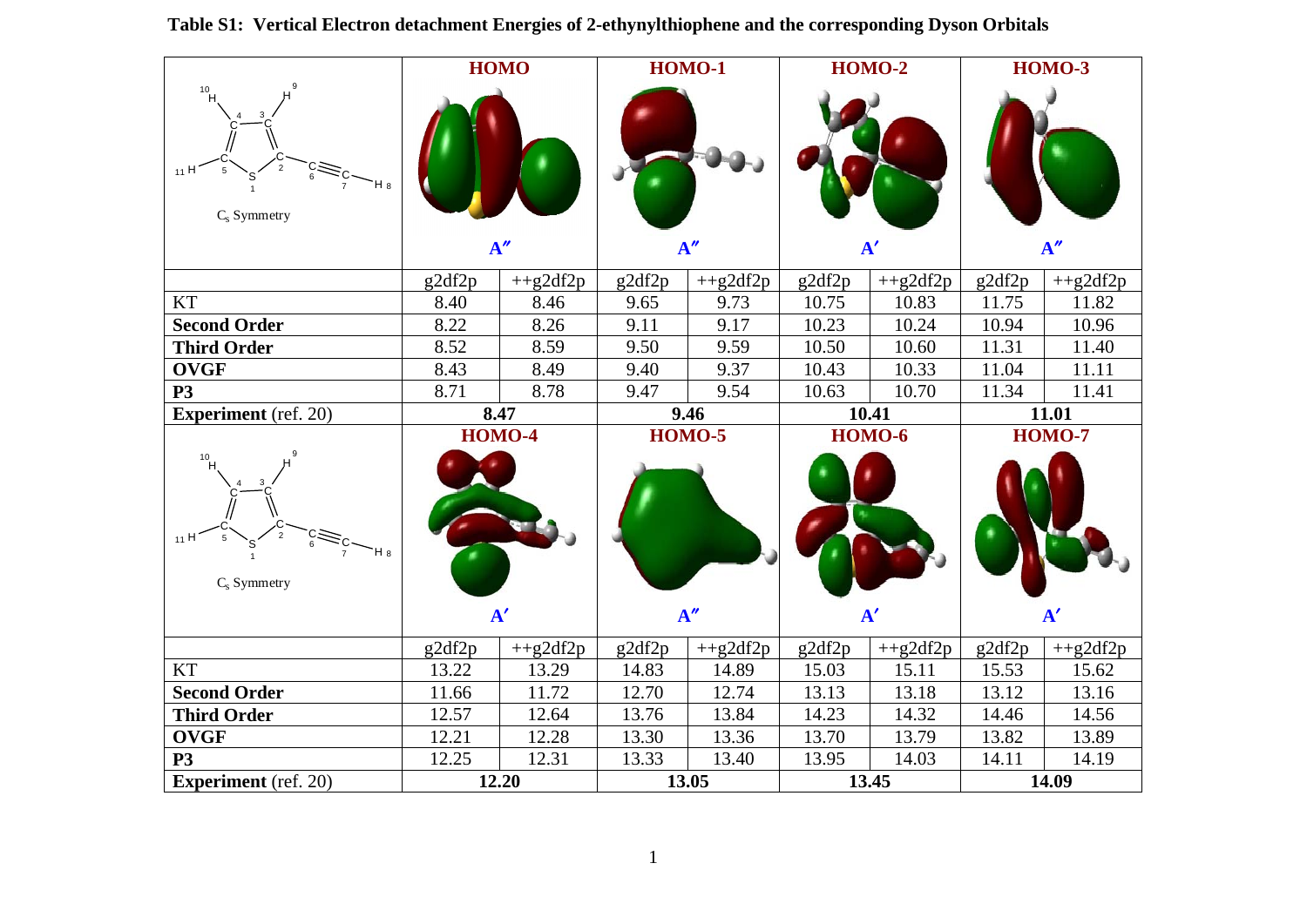**Table S1: Vertical Electron detachment Energies of 2-ethynylthiophene and the corresponding Dyson Orbitals**

| $C_s$ Symmetry | HOMO | | HOMO-1 | | HOMO-2 | | HOMO-3 | |
|---|---|---|---|---|---|---|---|---|
| | A″ | | A″ | | A′ | | A″ | |
| | g2df2p | ++g2df2p | g2df2p | ++g2df2p | g2df2p | ++g2df2p | g2df2p | ++g2df2p |
| KT | 8.40 | 8.46 | 9.65 | 9.73 | 10.75 | 10.83 | 11.75 | 11.82 |
| **Second Order** | 8.22 | 8.26 | 9.11 | 9.17 | 10.23 | 10.24 | 10.94 | 10.96 |
| **Third Order** | 8.52 | 8.59 | 9.50 | 9.59 | 10.50 | 10.60 | 11.31 | 11.40 |
| **OVGF** | 8.43 | 8.49 | 9.40 | 9.37 | 10.43 | 10.33 | 11.04 | 11.11 |
| **P3** | 8.71 | 8.78 | 9.47 | 9.54 | 10.63 | 10.70 | 11.34 | 11.41 |
| **Experiment** (ref. 20) | **8.47** | | **9.46** | | **10.41** | | **11.01** | |

| $C_s$ Symmetry | HOMO-4 | | HOMO-5 | | HOMO-6 | | HOMO-7 | |
|---|---|---|---|---|---|---|---|---|
| | A′ | | A″ | | A′ | | A′ | |
| | g2df2p | ++g2df2p | g2df2p | ++g2df2p | g2df2p | ++g2df2p | g2df2p | ++g2df2p |
| KT | 13.22 | 13.29 | 14.83 | 14.89 | 15.03 | 15.11 | 15.53 | 15.62 |
| **Second Order** | 11.66 | 11.72 | 12.70 | 12.74 | 13.13 | 13.18 | 13.12 | 13.16 |
| **Third Order** | 12.57 | 12.64 | 13.76 | 13.84 | 14.23 | 14.32 | 14.46 | 14.56 |
| **OVGF** | 12.21 | 12.28 | 13.30 | 13.36 | 13.70 | 13.79 | 13.82 | 13.89 |
| **P3** | 12.25 | 12.31 | 13.33 | 13.40 | 13.95 | 14.03 | 14.11 | 14.19 |
| **Experiment** (ref. 20) | **12.20** | | **13.05** | | **13.45** | | **14.09** | |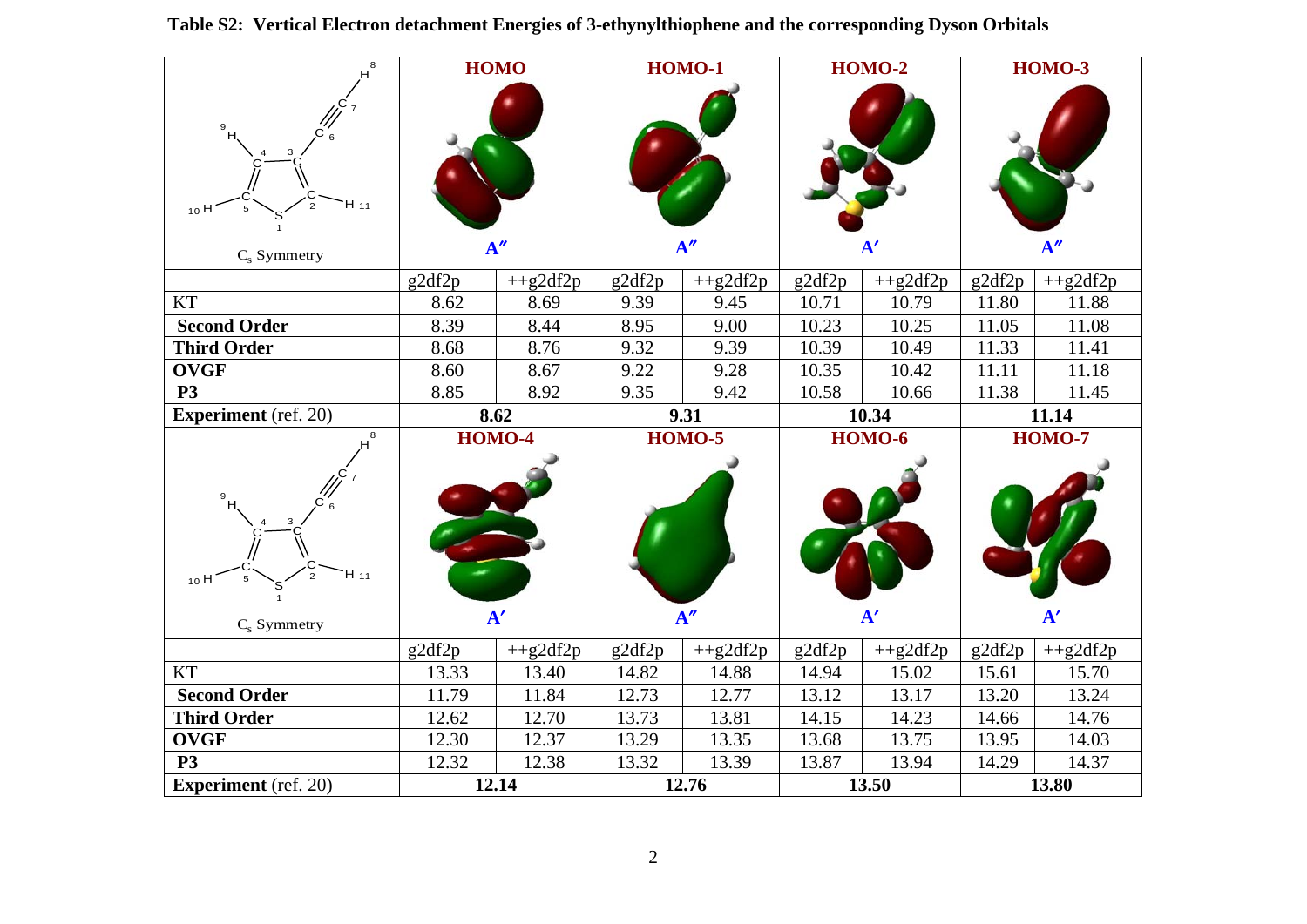**Table S2: Vertical Electron detachment Energies of 3-ethynylthiophene and the corresponding Dyson Orbitals**

| $C_s$ Symmetry | HOMO ($A''$) | | HOMO-1 ($A''$) | | HOMO-2 ($A'$) | | HOMO-3 ($A''$) | |
|---|---|---|---|---|---|---|---|---|
| | g2df2p | ++g2df2p | g2df2p | ++g2df2p | g2df2p | ++g2df2p | g2df2p | ++g2df2p |
| KT | 8.62 | 8.69 | 9.39 | 9.45 | 10.71 | 10.79 | 11.80 | 11.88 |
| **Second Order** | 8.39 | 8.44 | 8.95 | 9.00 | 10.23 | 10.25 | 11.05 | 11.08 |
| **Third Order** | 8.68 | 8.76 | 9.32 | 9.39 | 10.39 | 10.49 | 11.33 | 11.41 |
| **OVGF** | 8.60 | 8.67 | 9.22 | 9.28 | 10.35 | 10.42 | 11.11 | 11.18 |
| **P3** | 8.85 | 8.92 | 9.35 | 9.42 | 10.58 | 10.66 | 11.38 | 11.45 |
| **Experiment** (ref. 20) | **8.62** | | **9.31** | | **10.34** | | **11.14** | |

| $C_s$ Symmetry | HOMO-4 ($A'$) | | HOMO-5 ($A''$) | | HOMO-6 ($A'$) | | HOMO-7 ($A'$) | |
|---|---|---|---|---|---|---|---|---|
| | g2df2p | ++g2df2p | g2df2p | ++g2df2p | g2df2p | ++g2df2p | g2df2p | ++g2df2p |
| KT | 13.33 | 13.40 | 14.82 | 14.88 | 14.94 | 15.02 | 15.61 | 15.70 |
| **Second Order** | 11.79 | 11.84 | 12.73 | 12.77 | 13.12 | 13.17 | 13.20 | 13.24 |
| **Third Order** | 12.62 | 12.70 | 13.73 | 13.81 | 14.15 | 14.23 | 14.66 | 14.76 |
| **OVGF** | 12.30 | 12.37 | 13.29 | 13.35 | 13.68 | 13.75 | 13.95 | 14.03 |
| **P3** | 12.32 | 12.38 | 13.32 | 13.39 | 13.87 | 13.94 | 14.29 | 14.37 |
| **Experiment** (ref. 20) | **12.14** | | **12.76** | | **13.50** | | **13.80** | |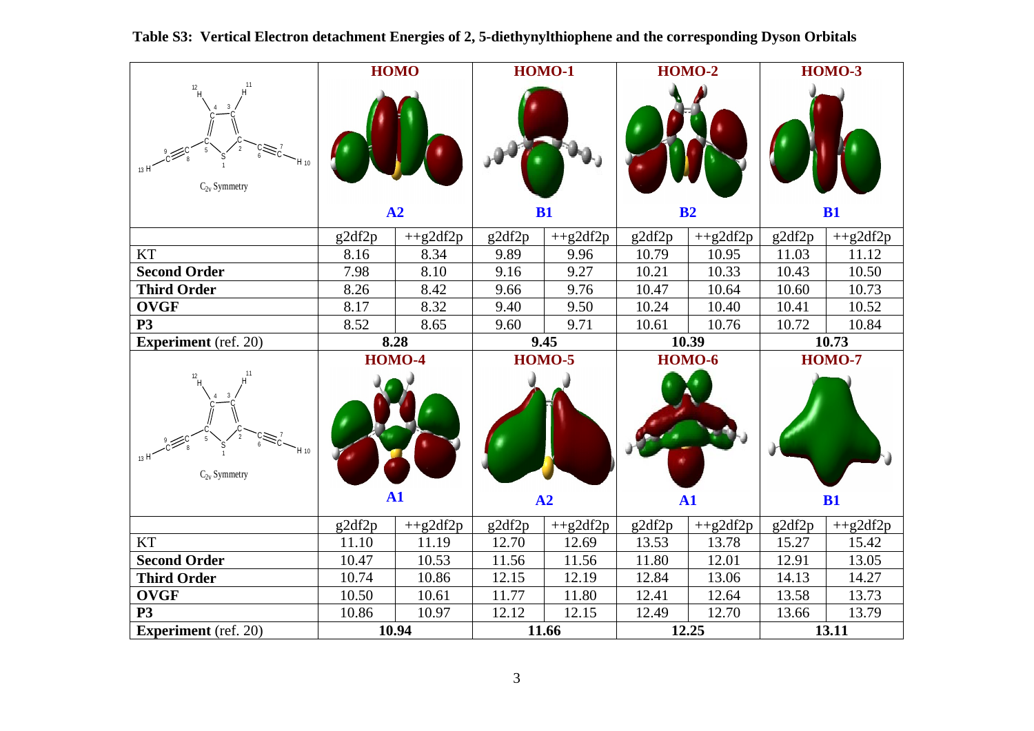**Table S3: Vertical Electron detachment Energies of 2, 5-diethynylthiophene and the corresponding Dyson Orbitals**

| $C_{2v}$ Symmetry | HOMO (A2) | | HOMO-1 (B1) | | HOMO-2 (B2) | | HOMO-3 (B1) | |
|---|---|---|---|---|---|---|---|---|
| | g2df2p | ++g2df2p | g2df2p | ++g2df2p | g2df2p | ++g2df2p | g2df2p | ++g2df2p |
| KT | 8.16 | 8.34 | 9.89 | 9.96 | 10.79 | 10.95 | 11.03 | 11.12 |
| **Second Order** | 7.98 | 8.10 | 9.16 | 9.27 | 10.21 | 10.33 | 10.43 | 10.50 |
| **Third Order** | 8.26 | 8.42 | 9.66 | 9.76 | 10.47 | 10.64 | 10.60 | 10.73 |
| **OVGF** | 8.17 | 8.32 | 9.40 | 9.50 | 10.24 | 10.40 | 10.41 | 10.52 |
| **P3** | 8.52 | 8.65 | 9.60 | 9.71 | 10.61 | 10.76 | 10.72 | 10.84 |
| **Experiment** (ref. 20) | **8.28** | | **9.45** | | **10.39** | | **10.73** | |

| $C_{2v}$ Symmetry | HOMO-4 (A1) | | HOMO-5 (A2) | | HOMO-6 (A1) | | HOMO-7 (B1) | |
|---|---|---|---|---|---|---|---|---|
| | g2df2p | ++g2df2p | g2df2p | ++g2df2p | g2df2p | ++g2df2p | g2df2p | ++g2df2p |
| KT | 11.10 | 11.19 | 12.70 | 12.69 | 13.53 | 13.78 | 15.27 | 15.42 |
| **Second Order** | 10.47 | 10.53 | 11.56 | 11.56 | 11.80 | 12.01 | 12.91 | 13.05 |
| **Third Order** | 10.74 | 10.86 | 12.15 | 12.19 | 12.84 | 13.06 | 14.13 | 14.27 |
| **OVGF** | 10.50 | 10.61 | 11.77 | 11.80 | 12.41 | 12.64 | 13.58 | 13.73 |
| **P3** | 10.86 | 10.97 | 12.12 | 12.15 | 12.49 | 12.70 | 13.66 | 13.79 |
| **Experiment** (ref. 20) | **10.94** | | **11.66** | | **12.25** | | **13.11** | |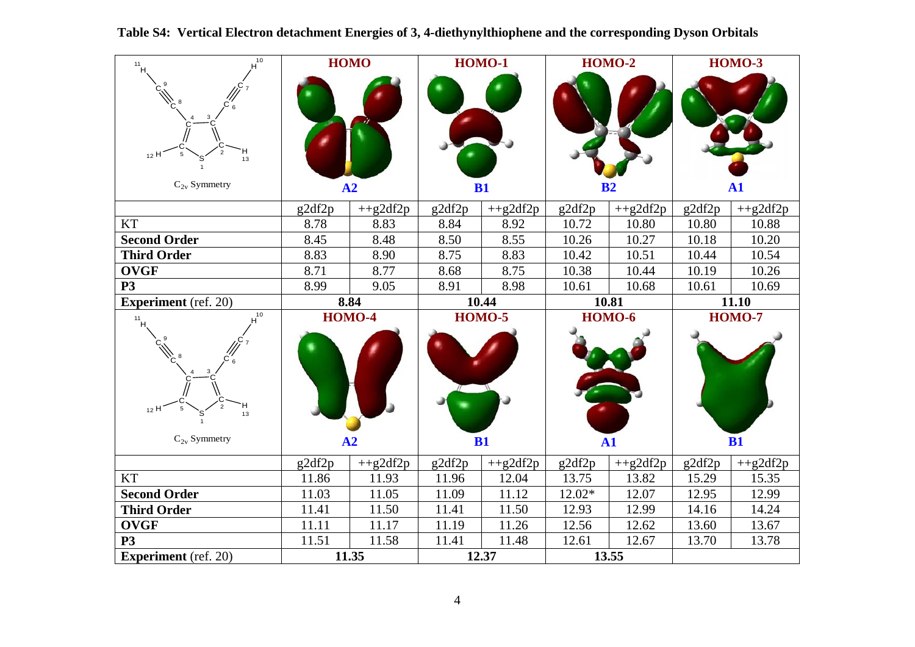**Table S4: Vertical Electron detachment Energies of 3, 4-diethynylthiophene and the corresponding Dyson Orbitals**

| $C_{2v}$ Symmetry | HOMO (A2) | | HOMO-1 (B1) | | HOMO-2 (B2) | | HOMO-3 (A1) | |
|---|---|---|---|---|---|---|---|---|
| | g2df2p | ++g2df2p | g2df2p | ++g2df2p | g2df2p | ++g2df2p | g2df2p | ++g2df2p |
| KT | 8.78 | 8.83 | 8.84 | 8.92 | 10.72 | 10.80 | 10.80 | 10.88 |
| **Second Order** | 8.45 | 8.48 | 8.50 | 8.55 | 10.26 | 10.27 | 10.18 | 10.20 |
| **Third Order** | 8.83 | 8.90 | 8.75 | 8.83 | 10.42 | 10.51 | 10.44 | 10.54 |
| **OVGF** | 8.71 | 8.77 | 8.68 | 8.75 | 10.38 | 10.44 | 10.19 | 10.26 |
| **P3** | 8.99 | 9.05 | 8.91 | 8.98 | 10.61 | 10.68 | 10.61 | 10.69 |
| **Experiment** (ref. 20) | **8.84** | | **10.44** | | **10.81** | | **11.10** | |

| $C_{2v}$ Symmetry | HOMO-4 (A2) | | HOMO-5 (B1) | | HOMO-6 (A1) | | HOMO-7 (B1) | |
|---|---|---|---|---|---|---|---|---|
| | g2df2p | ++g2df2p | g2df2p | ++g2df2p | g2df2p | ++g2df2p | g2df2p | ++g2df2p |
| KT | 11.86 | 11.93 | 11.96 | 12.04 | 13.75 | 13.82 | 15.29 | 15.35 |
| **Second Order** | 11.03 | 11.05 | 11.09 | 11.12 | 12.02* | 12.07 | 12.95 | 12.99 |
| **Third Order** | 11.41 | 11.50 | 11.41 | 11.50 | 12.93 | 12.99 | 14.16 | 14.24 |
| **OVGF** | 11.11 | 11.17 | 11.19 | 11.26 | 12.56 | 12.62 | 13.60 | 13.67 |
| **P3** | 11.51 | 11.58 | 11.41 | 11.48 | 12.61 | 12.67 | 13.70 | 13.78 |
| **Experiment** (ref. 20) | **11.35** | | **12.37** | | **13.55** | | | |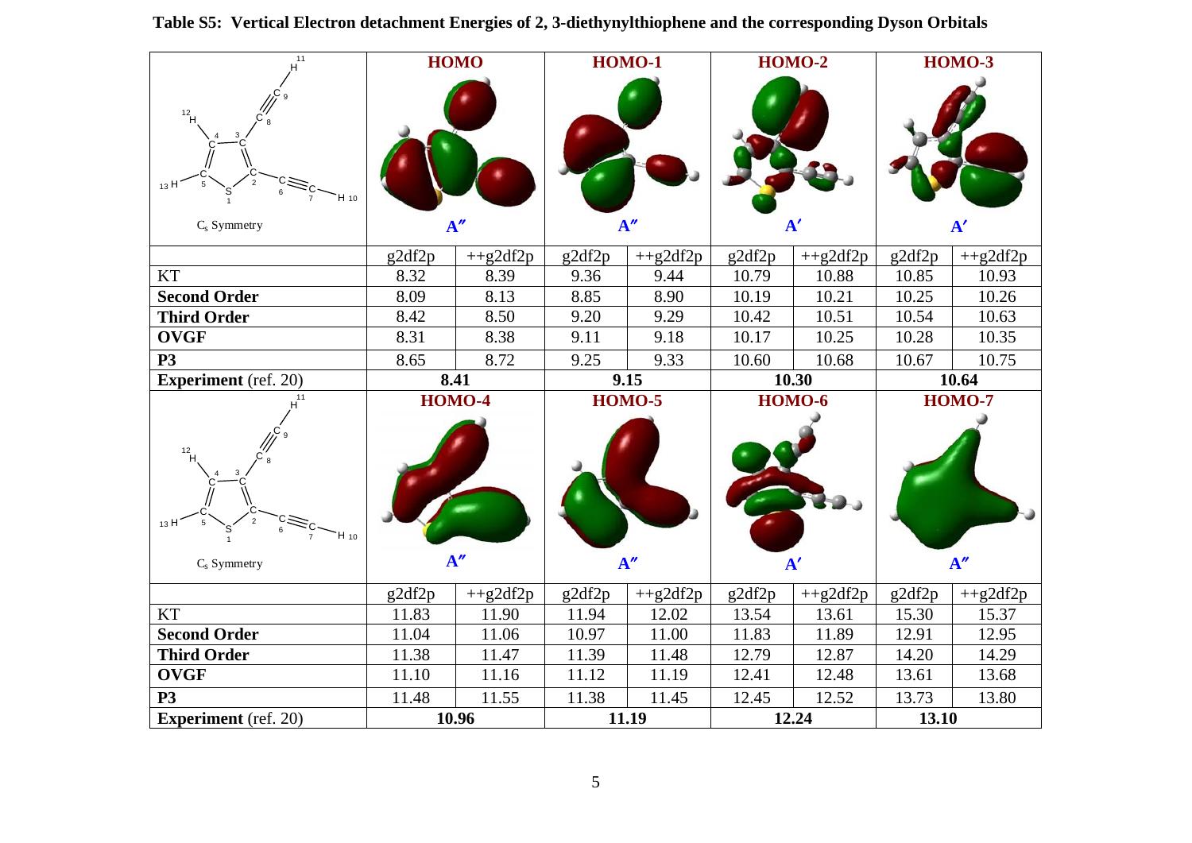**Table S5: Vertical Electron detachment Energies of 2, 3-diethynylthiophene and the corresponding Dyson Orbitals**

| $C_s$ Symmetry | HOMO ($A''$) | | HOMO-1 ($A''$) | | HOMO-2 ($A'$) | | HOMO-3 ($A'$) | |
|---|---|---|---|---|---|---|---|---|
| | g2df2p | ++g2df2p | g2df2p | ++g2df2p | g2df2p | ++g2df2p | g2df2p | ++g2df2p |
| KT | 8.32 | 8.39 | 9.36 | 9.44 | 10.79 | 10.88 | 10.85 | 10.93 |
| **Second Order** | 8.09 | 8.13 | 8.85 | 8.90 | 10.19 | 10.21 | 10.25 | 10.26 |
| **Third Order** | 8.42 | 8.50 | 9.20 | 9.29 | 10.42 | 10.51 | 10.54 | 10.63 |
| **OVGF** | 8.31 | 8.38 | 9.11 | 9.18 | 10.17 | 10.25 | 10.28 | 10.35 |
| **P3** | 8.65 | 8.72 | 9.25 | 9.33 | 10.60 | 10.68 | 10.67 | 10.75 |
| **Experiment** (ref. 20) | **8.41** | | **9.15** | | **10.30** | | **10.64** | |

| $C_s$ Symmetry | HOMO-4 ($A''$) | | HOMO-5 ($A''$) | | HOMO-6 ($A'$) | | HOMO-7 ($A''$) | |
|---|---|---|---|---|---|---|---|---|
| | g2df2p | ++g2df2p | g2df2p | ++g2df2p | g2df2p | ++g2df2p | g2df2p | ++g2df2p |
| KT | 11.83 | 11.90 | 11.94 | 12.02 | 13.54 | 13.61 | 15.30 | 15.37 |
| **Second Order** | 11.04 | 11.06 | 10.97 | 11.00 | 11.83 | 11.89 | 12.91 | 12.95 |
| **Third Order** | 11.38 | 11.47 | 11.39 | 11.48 | 12.79 | 12.87 | 14.20 | 14.29 |
| **OVGF** | 11.10 | 11.16 | 11.12 | 11.19 | 12.41 | 12.48 | 13.61 | 13.68 |
| **P3** | 11.48 | 11.55 | 11.38 | 11.45 | 12.45 | 12.52 | 13.73 | 13.80 |
| **Experiment** (ref. 20) | **10.96** | | **11.19** | | **12.24** | | **13.10** | |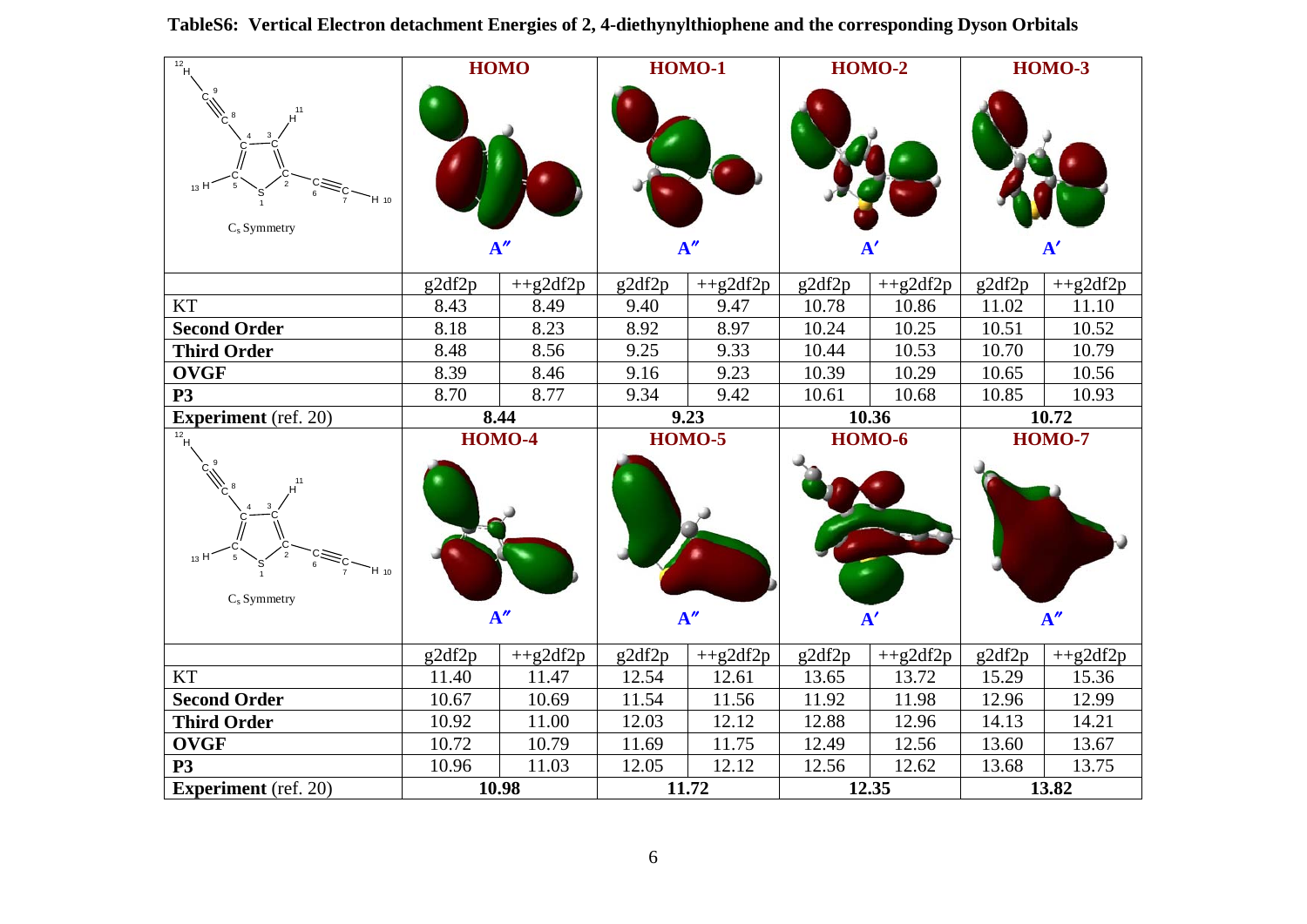**TableS6: Vertical Electron detachment Energies of 2, 4-diethynylthiophene and the corresponding Dyson Orbitals**

| $C_s$ Symmetry | HOMO ($A''$) | | HOMO-1 ($A''$) | | HOMO-2 ($A'$) | | HOMO-3 ($A'$) | |
|---|---|---|---|---|---|---|---|---|
| | g2df2p | ++g2df2p | g2df2p | ++g2df2p | g2df2p | ++g2df2p | g2df2p | ++g2df2p |
| KT | 8.43 | 8.49 | 9.40 | 9.47 | 10.78 | 10.86 | 11.02 | 11.10 |
| **Second Order** | 8.18 | 8.23 | 8.92 | 8.97 | 10.24 | 10.25 | 10.51 | 10.52 |
| **Third Order** | 8.48 | 8.56 | 9.25 | 9.33 | 10.44 | 10.53 | 10.70 | 10.79 |
| **OVGF** | 8.39 | 8.46 | 9.16 | 9.23 | 10.39 | 10.29 | 10.65 | 10.56 |
| **P3** | 8.70 | 8.77 | 9.34 | 9.42 | 10.61 | 10.68 | 10.85 | 10.93 |
| **Experiment** (ref. 20) | **8.44** | | **9.23** | | **10.36** | | **10.72** | |

| $C_s$ Symmetry | HOMO-4 ($A''$) | | HOMO-5 ($A''$) | | HOMO-6 ($A'$) | | HOMO-7 ($A''$) | |
|---|---|---|---|---|---|---|---|---|
| | g2df2p | ++g2df2p | g2df2p | ++g2df2p | g2df2p | ++g2df2p | g2df2p | ++g2df2p |
| KT | 11.40 | 11.47 | 12.54 | 12.61 | 13.65 | 13.72 | 15.29 | 15.36 |
| **Second Order** | 10.67 | 10.69 | 11.54 | 11.56 | 11.92 | 11.98 | 12.96 | 12.99 |
| **Third Order** | 10.92 | 11.00 | 12.03 | 12.12 | 12.88 | 12.96 | 14.13 | 14.21 |
| **OVGF** | 10.72 | 10.79 | 11.69 | 11.75 | 12.49 | 12.56 | 13.60 | 13.67 |
| **P3** | 10.96 | 11.03 | 12.05 | 12.12 | 12.56 | 12.62 | 13.68 | 13.75 |
| **Experiment** (ref. 20) | **10.98** | | **11.72** | | **12.35** | | **13.82** | |